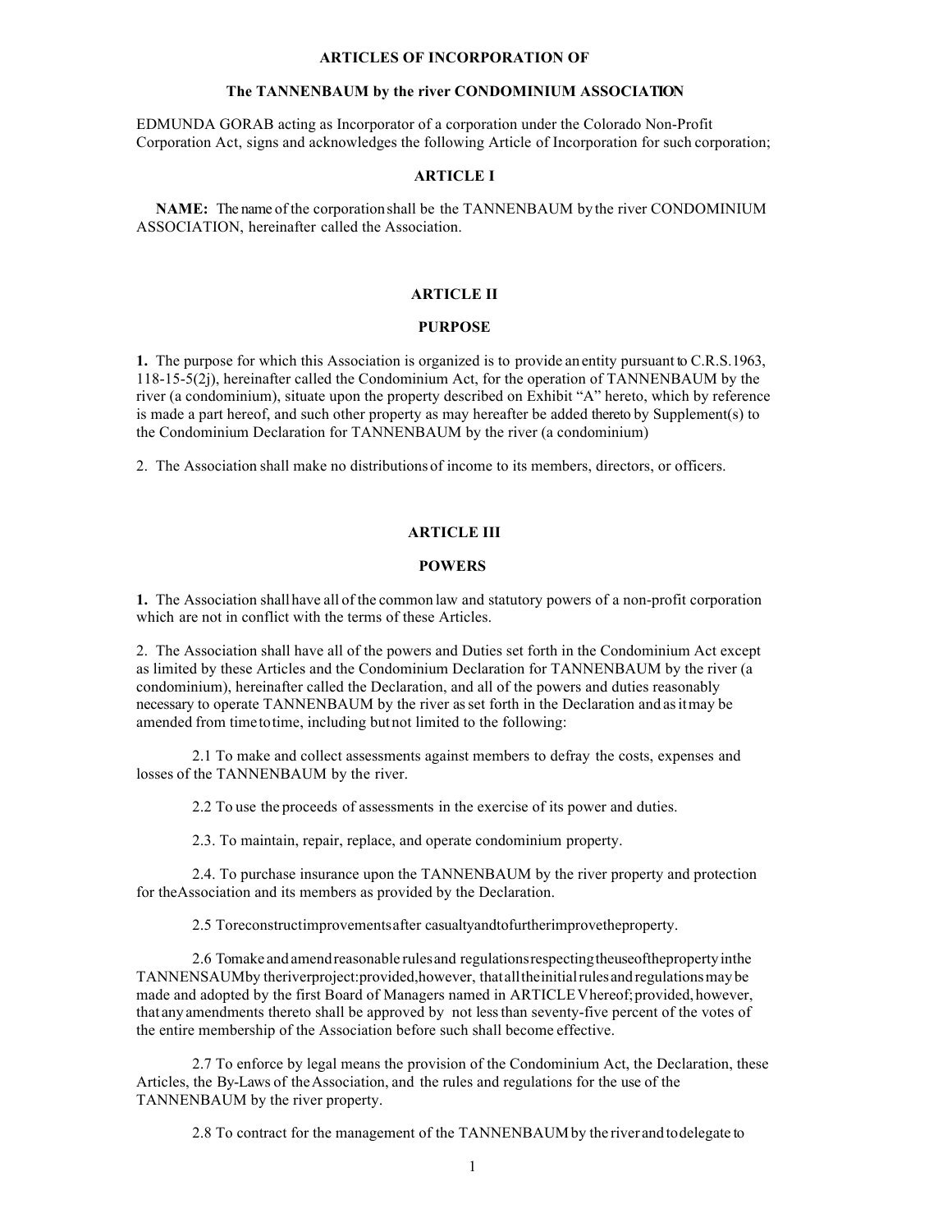**ARTICLES OF INCORPORATION OF**

**The TANNENBAUM by the river CONDOMINIUM ASSOCIATION**

EDMUNDA GORAB acting as Incorporator of a corporation under the Colorado Non-Profit Corporation Act, signs and acknowledges the following Article of Incorporation for such corporation;

## ARTICLE I

**NAME:** The name of the corporation shall be the TANNENBAUM by the river CONDOMINIUM ASSOCIATION, hereinafter called the Association.

## ARTICLE II

### PURPOSE

**1.** The purpose for which this Association is organized is to provide an entity pursuant to C.R.S.1963, 118-15-5(2j), hereinafter called the Condominium Act, for the operation of TANNENBAUM by the river (a condominium), situate upon the property described on Exhibit "A" hereto, which by reference is made a part hereof, and such other property as may hereafter be added thereto by Supplement(s) to the Condominium Declaration for TANNENBAUM by the river (a condominium)

2. The Association shall make no distributions of income to its members, directors, or officers.

## ARTICLE III

### POWERS

**1.** The Association shall have all of the common law and statutory powers of a non-profit corporation which are not in conflict with the terms of these Articles.

2. The Association shall have all of the powers and Duties set forth in the Condominium Act except as limited by these Articles and the Condominium Declaration for TANNENBAUM by the river (a condominium), hereinafter called the Declaration, and all of the powers and duties reasonably necessary to operate TANNENBAUM by the river as set forth in the Declaration and as it may be amended from time to time, including but not limited to the following:

2.1 To make and collect assessments against members to defray the costs, expenses and losses of the TANNENBAUM by the river.

2.2 To use the proceeds of assessments in the exercise of its power and duties.

2.3. To maintain, repair, replace, and operate condominium property.

2.4. To purchase insurance upon the TANNENBAUM by the river property and protection for the Association and its members as provided by the Declaration.

2.5 To reconstruct improvements after casualty and to further improve the property.

2.6 To make and amend reasonable rules and regulations respecting the use of the property in the TANNENSAUM by the river project: provided, however, that all the initial rules and regulations may be made and adopted by the first Board of Managers named in ARTICLE V hereof; provided, however, that any amendments thereto shall be approved by not less than seventy-five percent of the votes of the entire membership of the Association before such shall become effective.

2.7 To enforce by legal means the provision of the Condominium Act, the Declaration, these Articles, the By-Laws of the Association, and the rules and regulations for the use of the TANNENBAUM by the river property.

2.8 To contract for the management of the TANNENBAUM by the river and to delegate to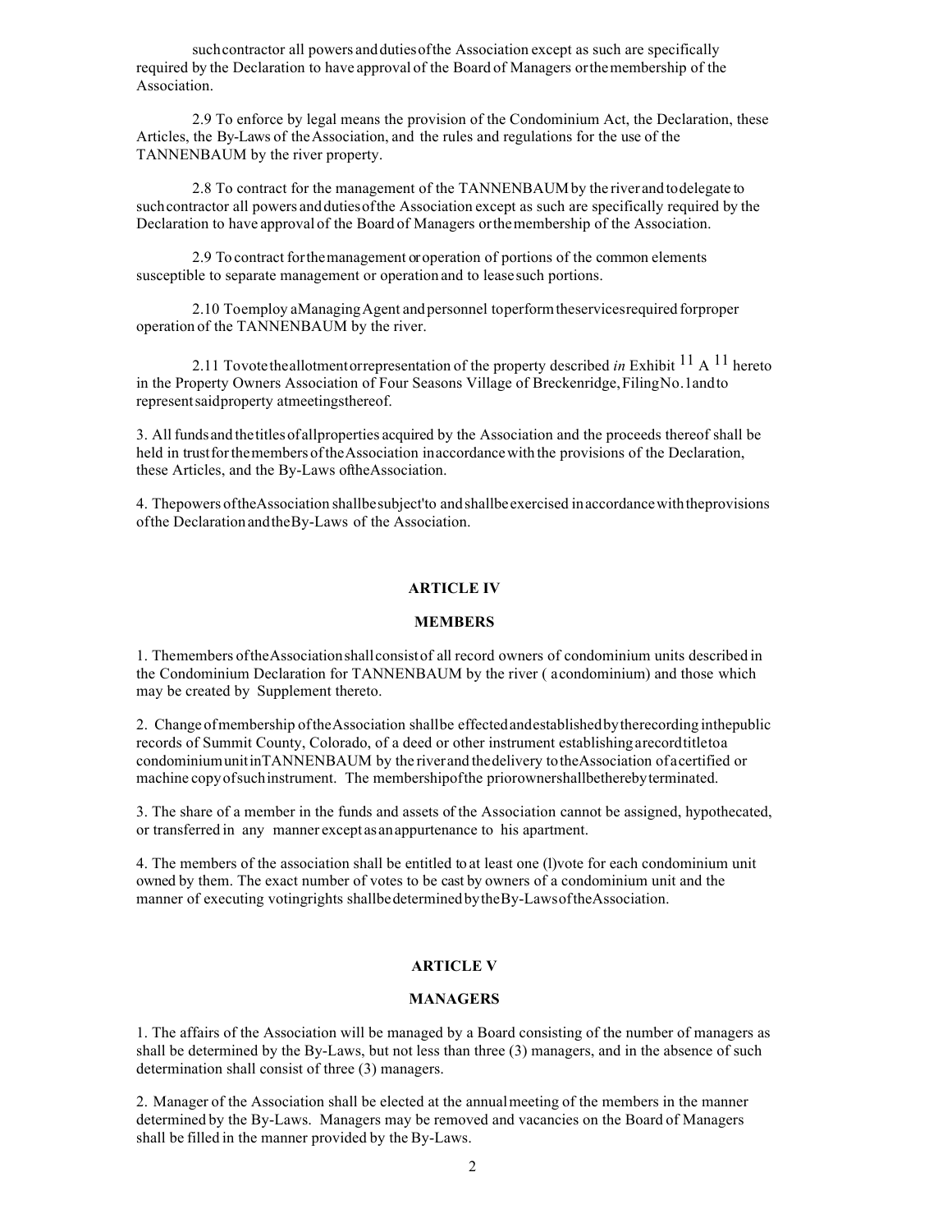such contractor all powers and duties of the Association except as such are specifically required by the Declaration to have approval of the Board of Managers or the membership of the Association.

2.9 To enforce by legal means the provision of the Condominium Act, the Declaration, these Articles, the By-Laws of the Association, and the rules and regulations for the use of the TANNENBAUM by the river property.

2.8 To contract for the management of the TANNENBAUM by the river and to delegate to such contractor all powers and duties of the Association except as such are specifically required by the Declaration to have approval of the Board of Managers or the membership of the Association.

2.9 To contract for the management or operation of portions of the common elements susceptible to separate management or operation and to lease such portions.

2.10 To employ a Managing Agent and personnel to perform the services required for proper operation of the TANNENBAUM by the river.

2.11 To vote the allotment or representation of the property described *in* Exhibit "A" hereto in the Property Owners Association of Four Seasons Village of Breckenridge, Filing No. 1 and to represent said property at meetings thereof.

3. All funds and the titles of all properties acquired by the Association and the proceeds thereof shall be held in trust for the members of the Association in accordance with the provisions of the Declaration, these Articles, and the By-Laws of the Association.

4. The powers of the Association shall be subject to and shall be exercised in accordance with the provisions of the Declaration and the By-Laws of the Association.

## ARTICLE IV

## MEMBERS

1. The members of the Association shall consist of all record owners of condominium units described in the Condominium Declaration for TANNENBAUM by the river (a condominium) and those which may be created by Supplement thereto.

2. Change of membership of the Association shall be effected and established by the recording in the public records of Summit County, Colorado, of a deed or other instrument establishing a record title to a condominium unit in TANNENBAUM by the river and the delivery to the Association of a certified or machine copy of such instrument. The membership of the prior owner shall be thereby terminated.

3. The share of a member in the funds and assets of the Association cannot be assigned, hypothecated, or transferred in any manner except as an appurtenance to his apartment.

4. The members of the association shall be entitled to at least one (1) vote for each condominium unit owned by them. The exact number of votes to be cast by owners of a condominium unit and the manner of executing voting rights shall be determined by the By-Laws of the Association.

## ARTICLE V

## MANAGERS

1. The affairs of the Association will be managed by a Board consisting of the number of managers as shall be determined by the By-Laws, but not less than three (3) managers, and in the absence of such determination shall consist of three (3) managers.

2. Manager of the Association shall be elected at the annual meeting of the members in the manner determined by the By-Laws. Managers may be removed and vacancies on the Board of Managers shall be filled in the manner provided by the By-Laws.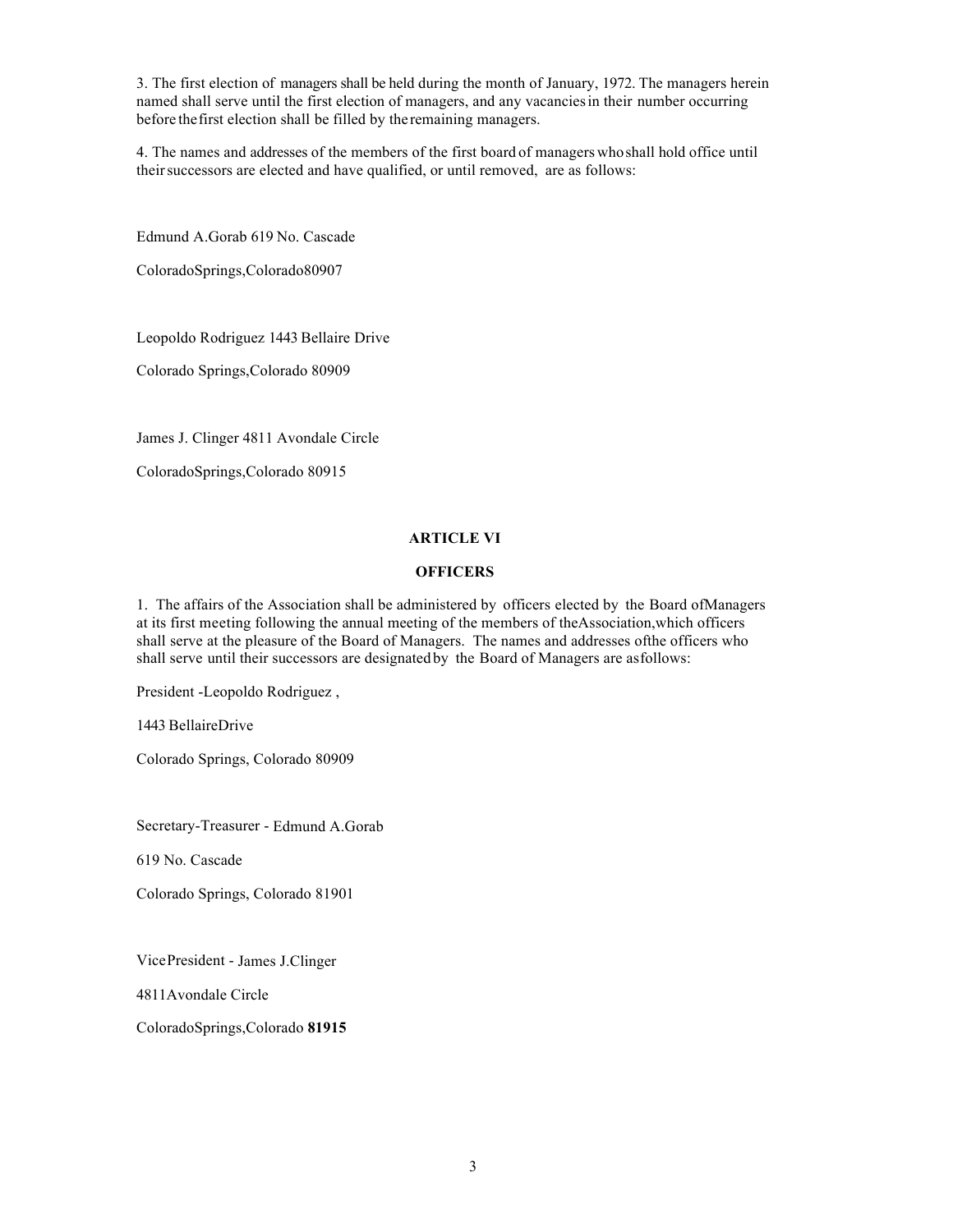3. The first election of managers shall be held during the month of January, 1972. The managers herein named shall serve until the first election of managers, and any vacancies in their number occurring before the first election shall be filled by the remaining managers.

4. The names and addresses of the members of the first board of managers who shall hold office until their successors are elected and have qualified, or until removed, are as follows:

Edmund A.Gorab 619 No. Cascade

ColoradoSprings,Colorado80907

Leopoldo Rodriguez 1443 Bellaire Drive

Colorado Springs,Colorado 80909

James J. Clinger 4811 Avondale Circle

ColoradoSprings,Colorado 80915

## ARTICLE VI

## OFFICERS

1. The affairs of the Association shall be administered by officers elected by the Board ofManagers at its first meeting following the annual meeting of the members of theAssociation,which officers shall serve at the pleasure of the Board of Managers. The names and addresses ofthe officers who shall serve until their successors are designated by the Board of Managers are asfollows:

President -Leopoldo Rodriguez ,

1443 BellaireDrive

Colorado Springs, Colorado 80909

Secretary-Treasurer - Edmund A.Gorab

619 No. Cascade

Colorado Springs, Colorado 81901

VicePresident - James J.Clinger

4811Avondale Circle

ColoradoSprings,Colorado **81915**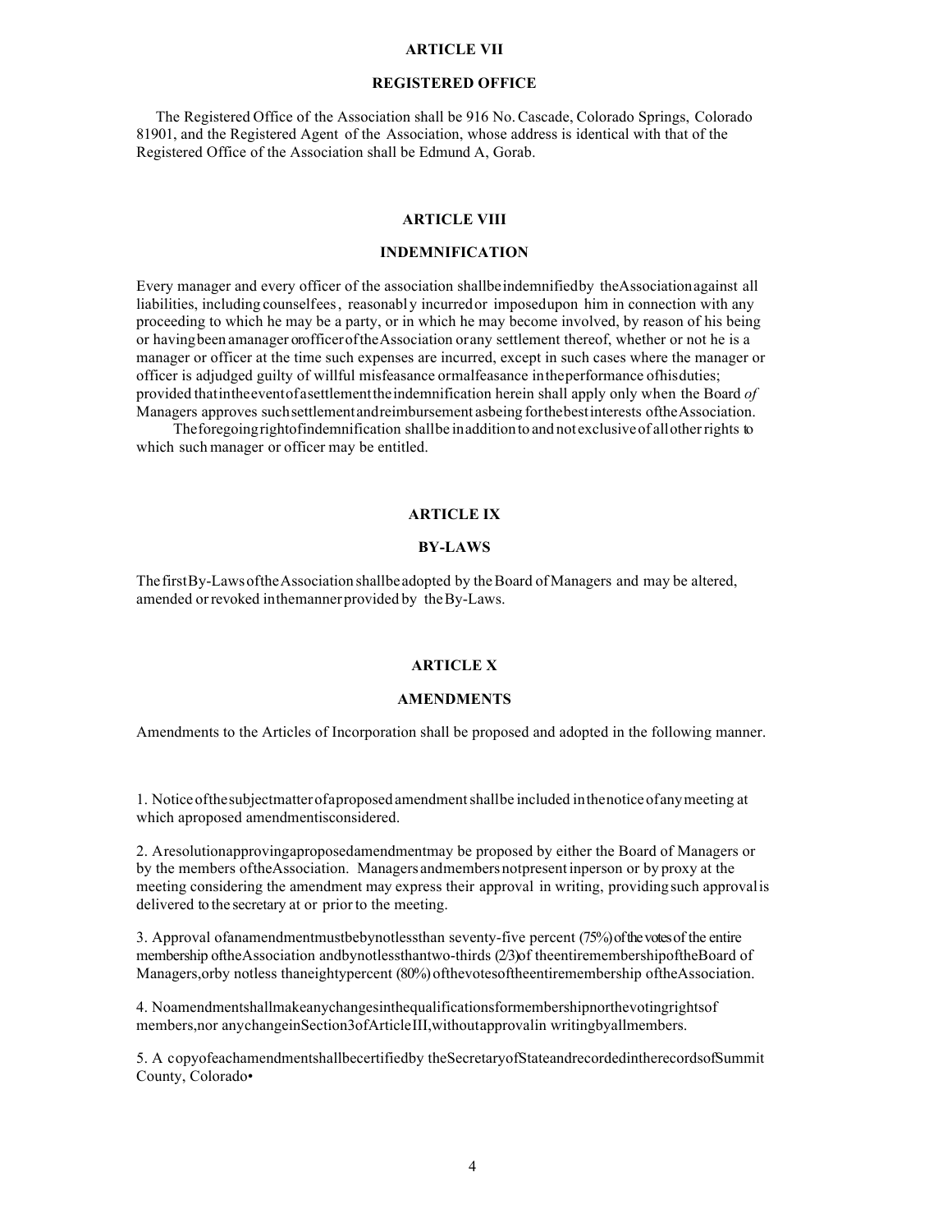## ARTICLE VII

## REGISTERED OFFICE

The Registered Office of the Association shall be 916 No. Cascade, Colorado Springs, Colorado 81901, and the Registered Agent of the Association, whose address is identical with that of the Registered Office of the Association shall be Edmund A, Gorab.

## ARTICLE VIII

## INDEMNIFICATION

Every manager and every officer of the association shall be indemnified by the Association against all liabilities, including counsel fees, reasonably incurred or imposed upon him in connection with any proceeding to which he may be a party, or in which he may become involved, by reason of his being or having been a manager or officer of the Association or any settlement thereof, whether or not he is a manager or officer at the time such expenses are incurred, except in such cases where the manager or officer is adjudged guilty of willful misfeasance or malfeasance in the performance of his duties; provided that in the event of a settlement the indemnification herein shall apply only when the Board *of* Managers approves such settlement and reimbursement as being for the best interests of the Association.

The foregoing right of indemnification shall be in addition to and not exclusive of all other rights to which such manager or officer may be entitled.

## ARTICLE IX

## BY-LAWS

The first By-Laws of the Association shall be adopted by the Board of Managers and may be altered, amended or revoked in the manner provided by the By-Laws.

## ARTICLE X

## AMENDMENTS

Amendments to the Articles of Incorporation shall be proposed and adopted in the following manner.

1. Notice of the subject matter of a proposed amendment shall be included in the notice of any meeting at which a proposed amendment is considered.

2. A resolution approving a proposed amendment may be proposed by either the Board of Managers or by the members of the Association. Managers and members not present in person or by proxy at the meeting considering the amendment may express their approval in writing, providing such approval is delivered to the secretary at or prior to the meeting.

3. Approval of an amendment must be by not less than seventy-five percent (75%) of the votes of the entire membership of the Association and by not less than two-thirds (2/3) of the entire membership of the Board of Managers, or by not less than eighty percent (80%) of the votes of the entire membership of the Association.

4. No amendment shall make any changes in the qualifications for membership nor the voting rights of members, nor any change in Section 3 of Article III, without approval in writing by all members.

5. A copy of each amendment shall be certified by the Secretary of State and recorded in the records of Summit County, Colorado•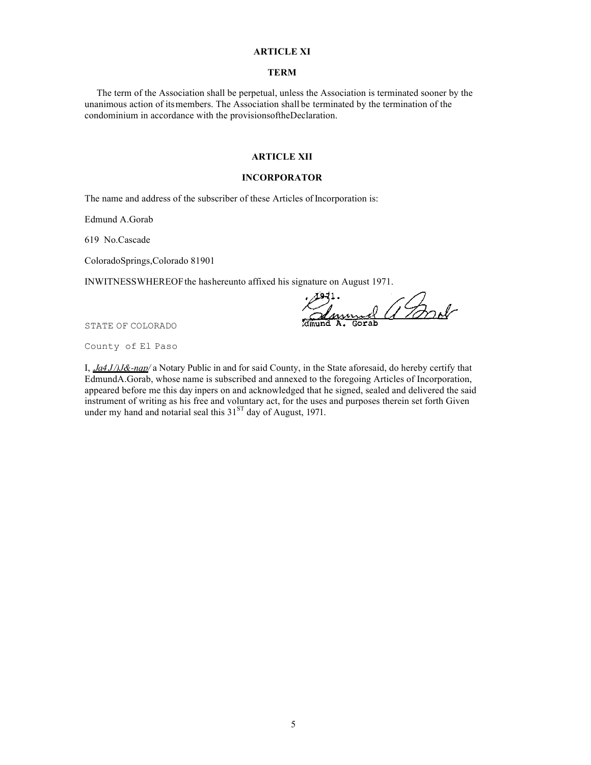## ARTICLE XI

### TERM

The term of the Association shall be perpetual, unless the Association is terminated sooner by the unanimous action of itsmembers. The Association shall be terminated by the termination of the condominium in accordance with the provisionsoftheDeclaration.

## ARTICLE XII

### INCORPORATOR

The name and address of the subscriber of these Articles of Incorporation is:

Edmund A.Gorab

619 No.Cascade

ColoradoSprings,Colorado 81901

INWITNESSWHEREOF the hashereunto affixed his signature on August 1971.

, 1971.

Edmund A. Gorab

STATE OF COLORADO

County of El Paso

I, *Ja4J/)J&-nap/* a Notary Public in and for said County, in the State aforesaid, do hereby certify that EdmundA.Gorab, whose name is subscribed and annexed to the foregoing Articles of Incorporation, appeared before me this day inpers on and acknowledged that he signed, sealed and delivered the said instrument of writing as his free and voluntary act, for the uses and purposes therein set forth Given under my hand and notarial seal this 31[ST] day of August, 1971.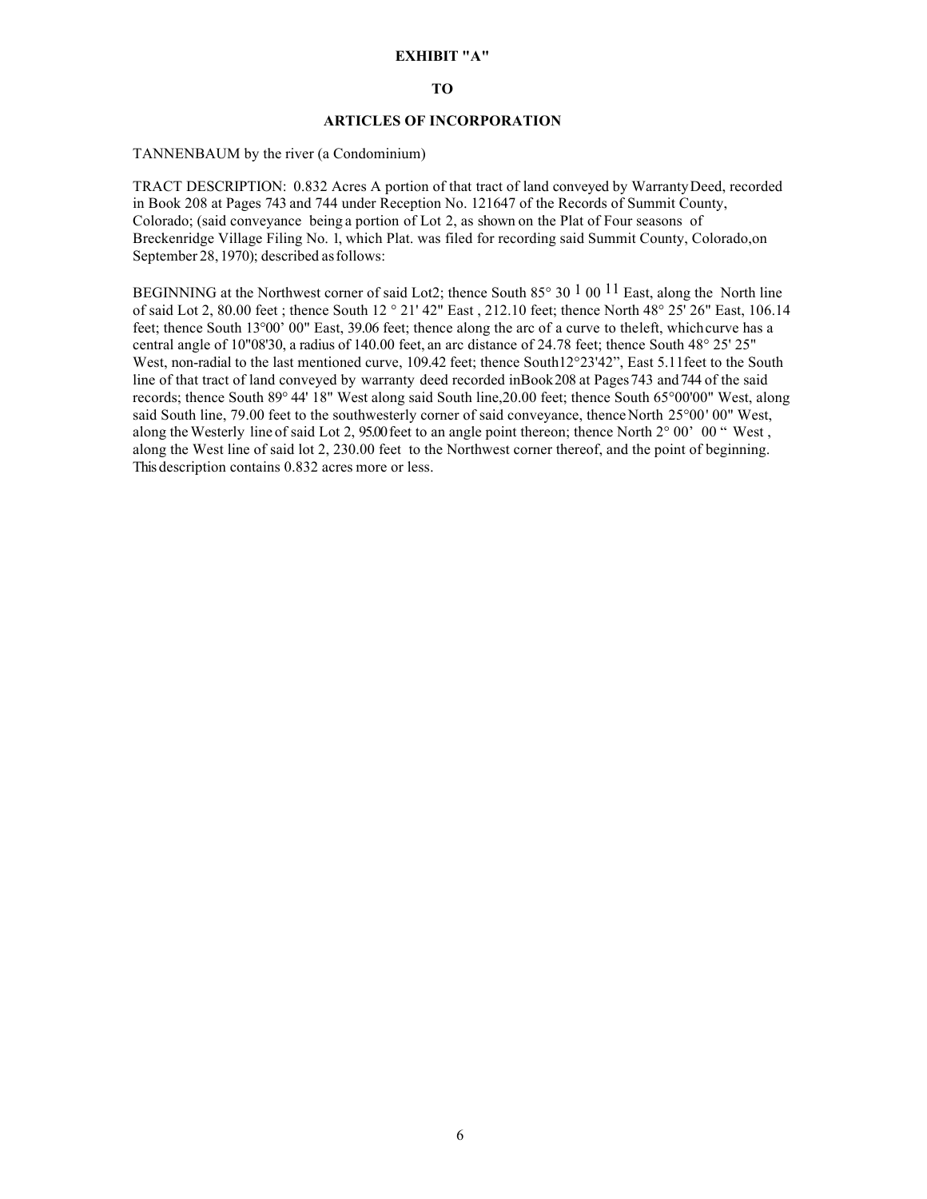**EXHIBIT "A"**

**TO**

**ARTICLES OF INCORPORATION**

TANNENBAUM by the river (a Condominium)

TRACT DESCRIPTION: 0.832 Acres A portion of that tract of land conveyed by Warranty Deed, recorded in Book 208 at Pages 743 and 744 under Reception No. 121647 of the Records of Summit County, Colorado; (said conveyance being a portion of Lot 2, as shown on the Plat of Four seasons of Breckenridge Village Filing No. 1, which Plat. was filed for recording said Summit County, Colorado,on September 28, 1970); described as follows:

BEGINNING at the Northwest corner of said Lot2; thence South 85° 30 1 00 11 East, along the North line of said Lot 2, 80.00 feet ; thence South 12 ° 21' 42" East , 212.10 feet; thence North 48° 25' 26" East, 106.14 feet; thence South 13°00' 00" East, 39.06 feet; thence along the arc of a curve to theleft, whichcurve has a central angle of 10"08'30, a radius of 140.00 feet, an arc distance of 24.78 feet; thence South 48° 25' 25" West, non-radial to the last mentioned curve, 109.42 feet; thence South12°23'42", East 5.11feet to the South line of that tract of land conveyed by warranty deed recorded inBook208 at Pages743 and744 of the said records; thence South 89° 44' 18" West along said South line,20.00 feet; thence South 65°00'00" West, along said South line, 79.00 feet to the southwesterly corner of said conveyance, thence North 25°00' 00" West, along the Westerly line of said Lot 2, 95.00 feet to an angle point thereon; thence North 2° 00' 00 " West , along the West line of said lot 2, 230.00 feet to the Northwest corner thereof, and the point of beginning. This description contains 0.832 acres more or less.